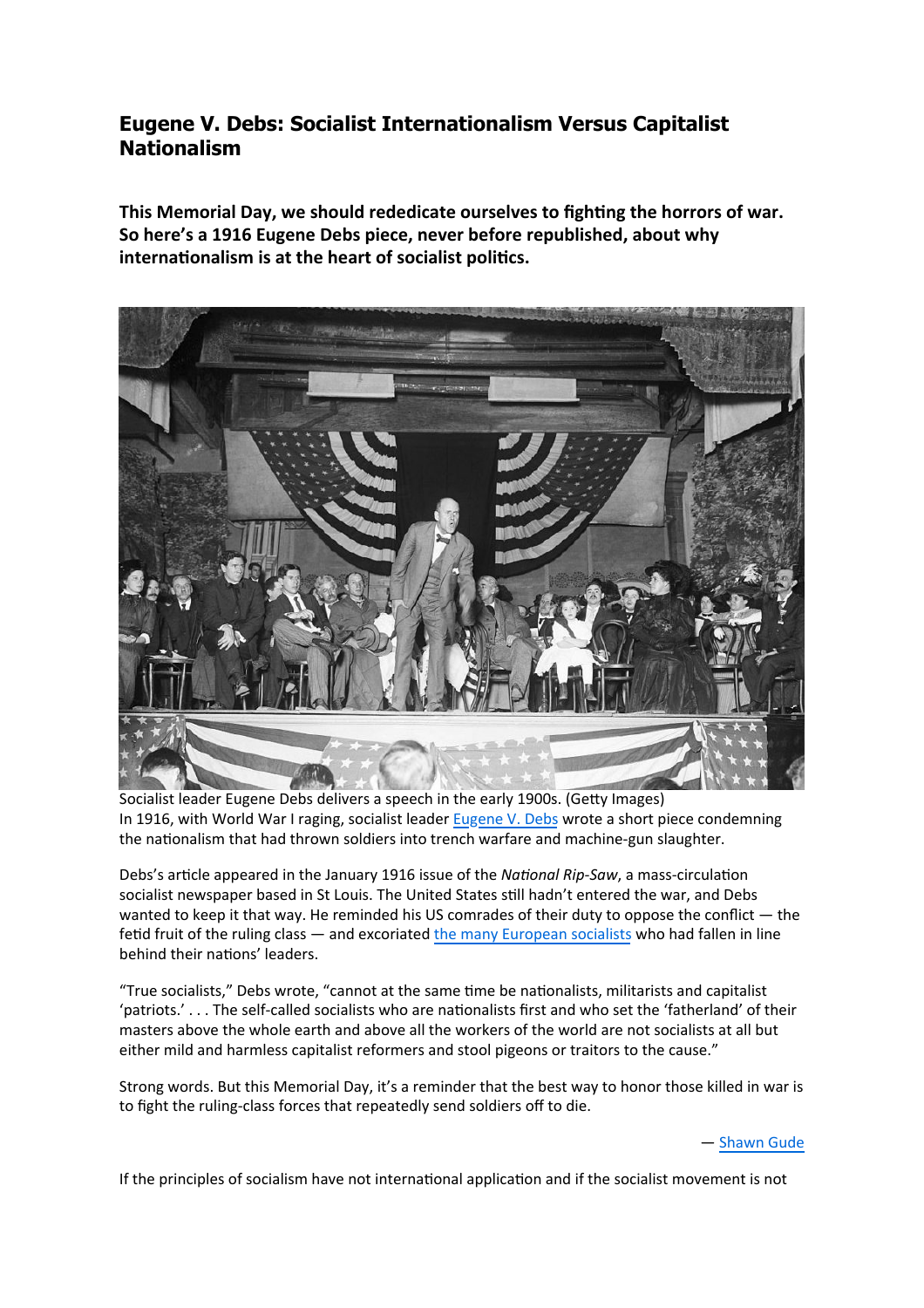# Eugene V. Debs: Socialist Internationalism Versus Capitalist Nationalism

**This Memorial Day, we should rededicate ourselves to fighting the horrors of war. So here's a 1916 Eugene Debs piece, never before republished, about why internationalism is at the heart of socialist politics.**

Socialist leader Eugene Debs delivers a speech in the early 1900s. (Getty Images)

In 1916, with World War I raging, socialist leader Eugene V. Debs wrote a short piece condemning the nationalism that had thrown soldiers into trench warfare and machine-gun slaughter.

Debs's article appeared in the January 1916 issue of the *National Rip-Saw*, a mass-circulation socialist newspaper based in St Louis. The United States still hadn't entered the war, and Debs wanted to keep it that way. He reminded his US comrades of their duty to oppose the conflict — the fetid fruit of the ruling class — and excoriated the many European socialists who had fallen in line behind their nations' leaders.

"True socialists," Debs wrote, "cannot at the same time be nationalists, militarists and capitalist 'patriots.' . . . The self-called socialists who are nationalists first and who set the 'fatherland' of their masters above the whole earth and above all the workers of the world are not socialists at all but either mild and harmless capitalist reformers and stool pigeons or traitors to the cause."

Strong words. But this Memorial Day, it's a reminder that the best way to honor those killed in war is to fight the ruling-class forces that repeatedly send soldiers off to die.

— Shawn Gude

If the principles of socialism have not international application and if the socialist movement is not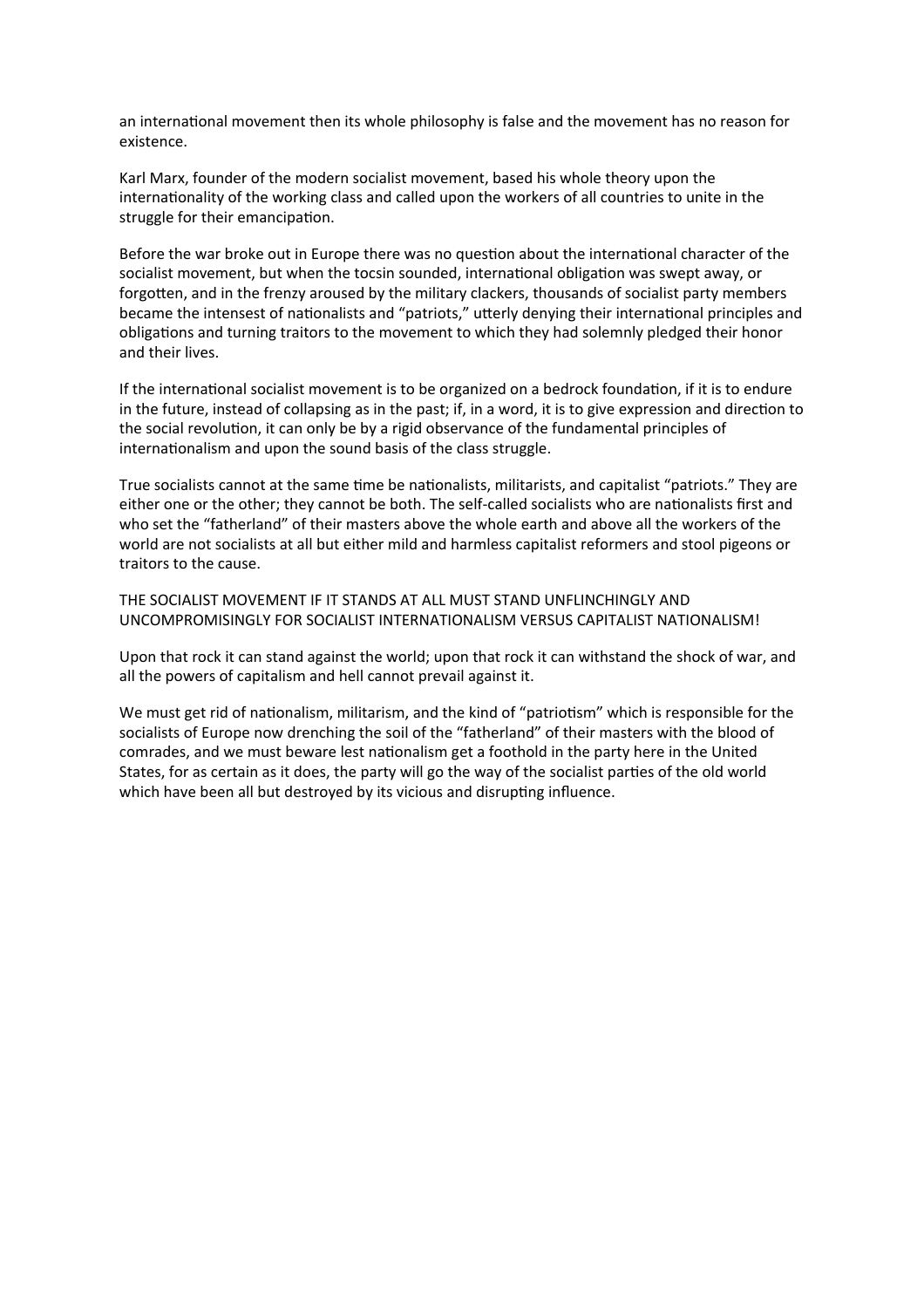an international movement then its whole philosophy is false and the movement has no reason for existence.

Karl Marx, founder of the modern socialist movement, based his whole theory upon the internationality of the working class and called upon the workers of all countries to unite in the struggle for their emancipation.

Before the war broke out in Europe there was no question about the international character of the socialist movement, but when the tocsin sounded, international obligation was swept away, or forgotten, and in the frenzy aroused by the military clackers, thousands of socialist party members became the intensest of nationalists and "patriots," utterly denying their international principles and obligations and turning traitors to the movement to which they had solemnly pledged their honor and their lives.

If the international socialist movement is to be organized on a bedrock foundation, if it is to endure in the future, instead of collapsing as in the past; if, in a word, it is to give expression and direction to the social revolution, it can only be by a rigid observance of the fundamental principles of internationalism and upon the sound basis of the class struggle.

True socialists cannot at the same time be nationalists, militarists, and capitalist "patriots." They are either one or the other; they cannot be both. The self-called socialists who are nationalists first and who set the "fatherland" of their masters above the whole earth and above all the workers of the world are not socialists at all but either mild and harmless capitalist reformers and stool pigeons or traitors to the cause.

THE SOCIALIST MOVEMENT IF IT STANDS AT ALL MUST STAND UNFLINCHINGLY AND UNCOMPROMISINGLY FOR SOCIALIST INTERNATIONALISM VERSUS CAPITALIST NATIONALISM!

Upon that rock it can stand against the world; upon that rock it can withstand the shock of war, and all the powers of capitalism and hell cannot prevail against it.

We must get rid of nationalism, militarism, and the kind of "patriotism" which is responsible for the socialists of Europe now drenching the soil of the "fatherland" of their masters with the blood of comrades, and we must beware lest nationalism get a foothold in the party here in the United States, for as certain as it does, the party will go the way of the socialist parties of the old world which have been all but destroyed by its vicious and disrupting influence.